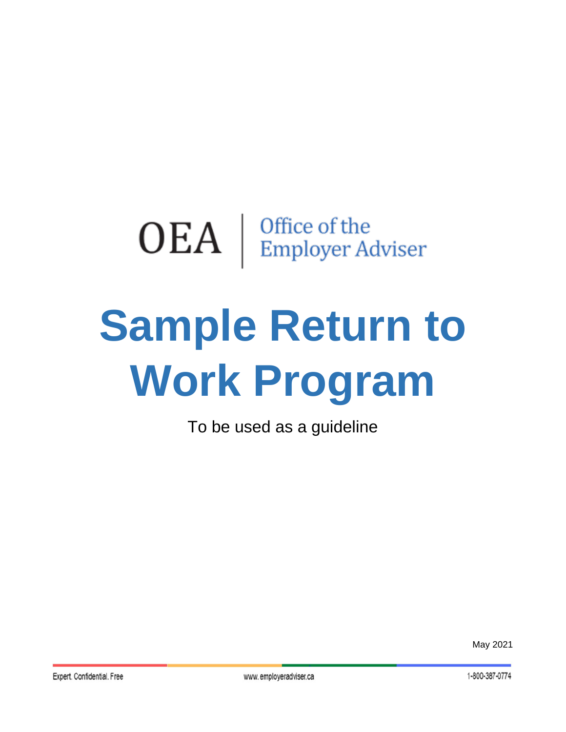OEA | Office of the Employer Adviser

# Sample Return to Work Program

To be used as a guideline

May 2021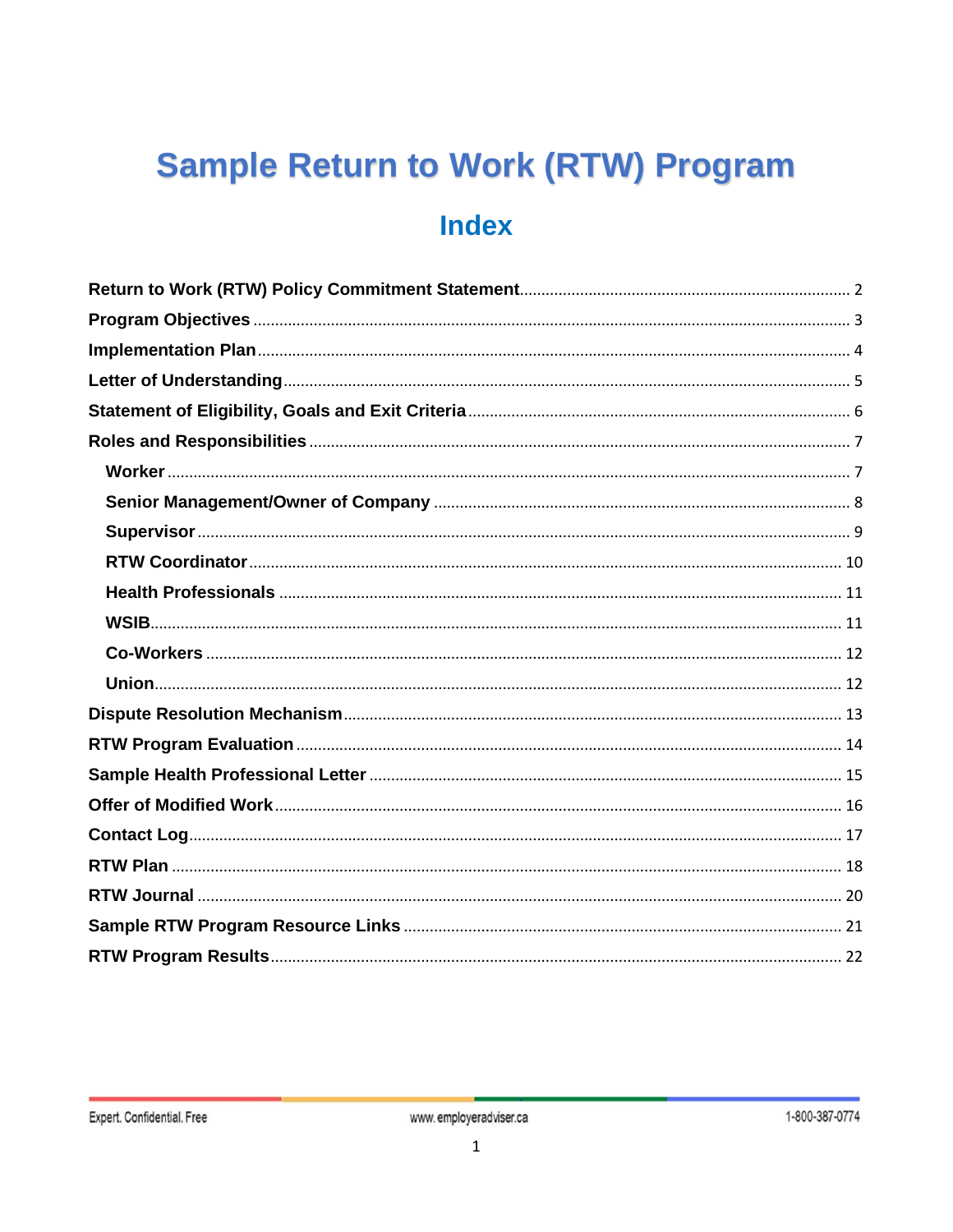# Sample Return to Work (RTW) Program

## Index

Return to Work (RTW) Policy Commitment Statement ........ 2
Program Objectives ........ 3
Implementation Plan ........ 4
Letter of Understanding ........ 5
Statement of Eligibility, Goals and Exit Criteria ........ 6
Roles and Responsibilities ........ 7
- Worker ........ 7
- Senior Management/Owner of Company ........ 8
- Supervisor ........ 9
- RTW Coordinator ........ 10
- Health Professionals ........ 11
- WSIB ........ 11
- Co-Workers ........ 12
- Union ........ 12

Dispute Resolution Mechanism ........ 13
RTW Program Evaluation ........ 14
Sample Health Professional Letter ........ 15
Offer of Modified Work ........ 16
Contact Log ........ 17
RTW Plan ........ 18
RTW Journal ........ 20
Sample RTW Program Resource Links ........ 21
RTW Program Results ........ 22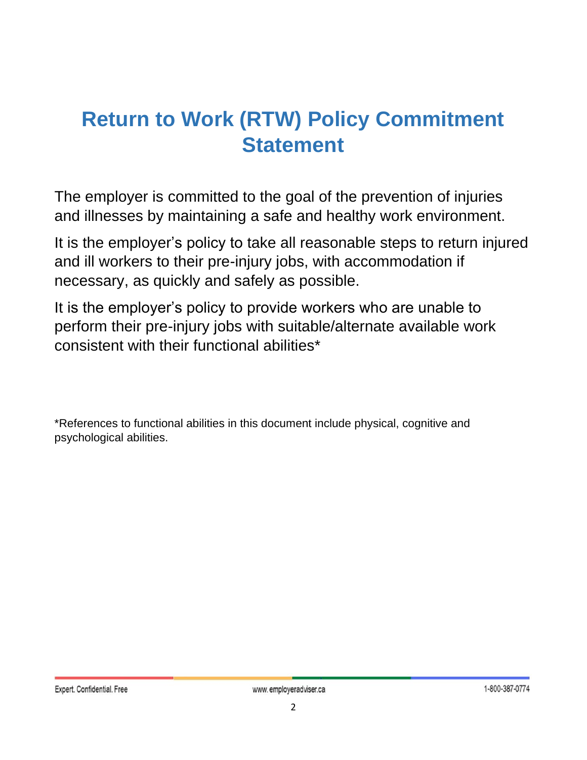# Return to Work (RTW) Policy Commitment Statement

The employer is committed to the goal of the prevention of injuries and illnesses by maintaining a safe and healthy work environment.

It is the employer's policy to take all reasonable steps to return injured and ill workers to their pre-injury jobs, with accommodation if necessary, as quickly and safely as possible.

It is the employer's policy to provide workers who are unable to perform their pre-injury jobs with suitable/alternate available work consistent with their functional abilities*

*References to functional abilities in this document include physical, cognitive and psychological abilities.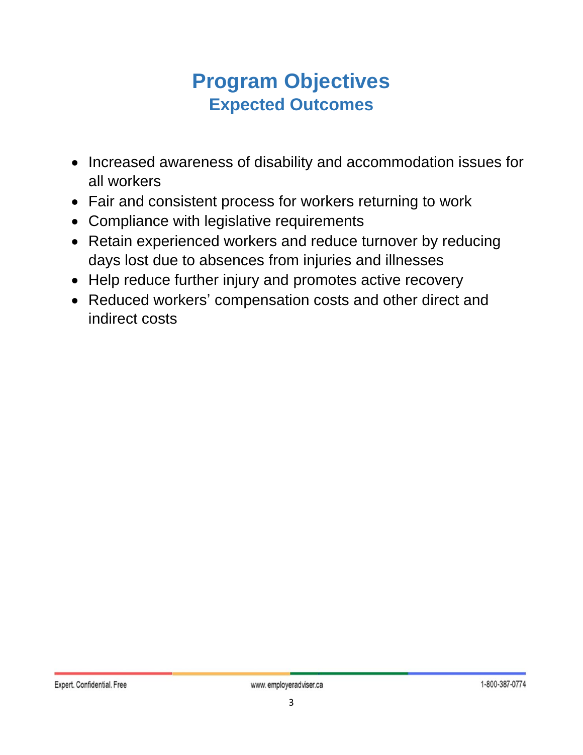# Program Objectives

## Expected Outcomes

- Increased awareness of disability and accommodation issues for all workers
- Fair and consistent process for workers returning to work
- Compliance with legislative requirements
- Retain experienced workers and reduce turnover by reducing days lost due to absences from injuries and illnesses
- Help reduce further injury and promotes active recovery
- Reduced workers' compensation costs and other direct and indirect costs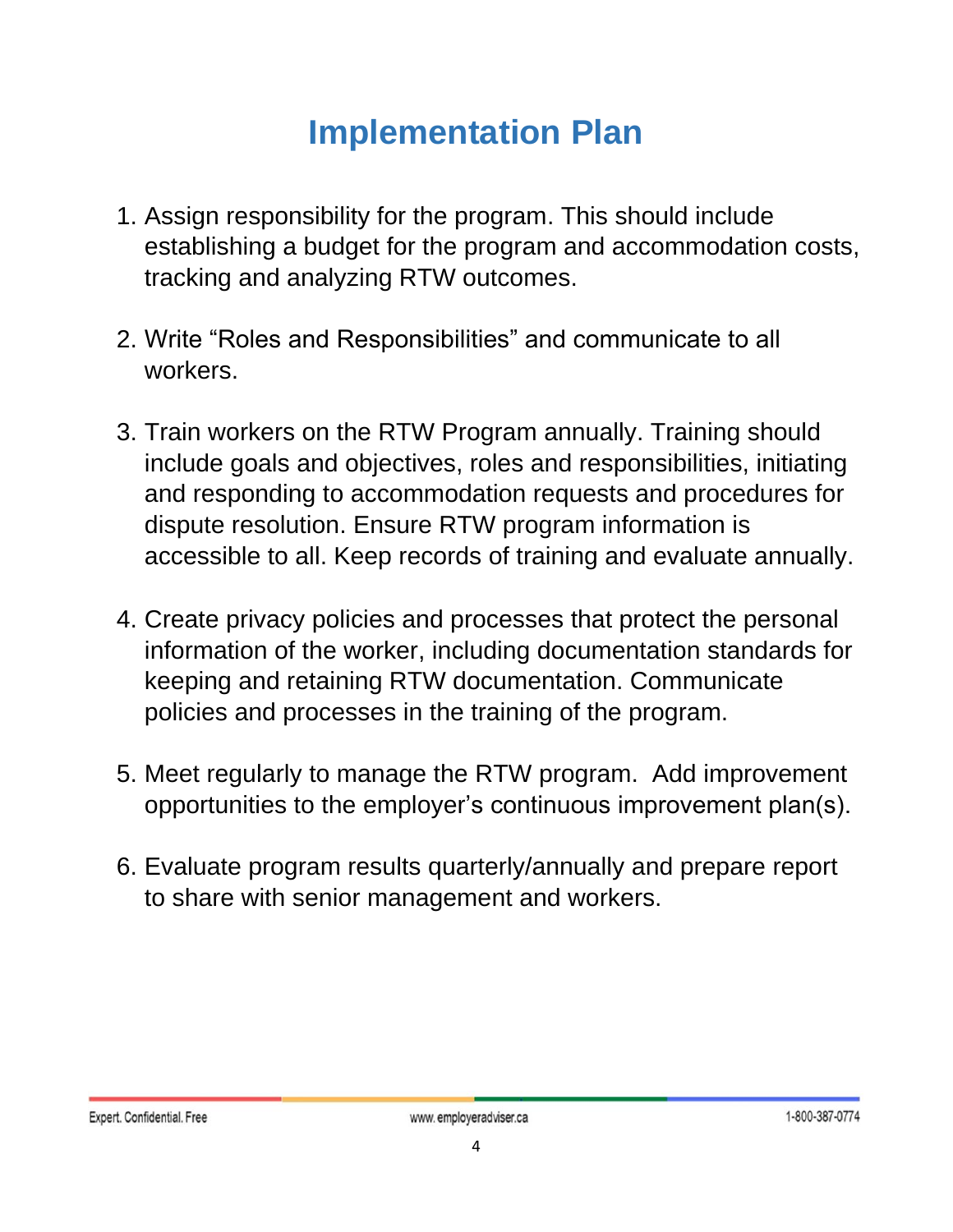# Implementation Plan

1. Assign responsibility for the program. This should include establishing a budget for the program and accommodation costs, tracking and analyzing RTW outcomes.

2. Write “Roles and Responsibilities” and communicate to all workers.

3. Train workers on the RTW Program annually. Training should include goals and objectives, roles and responsibilities, initiating and responding to accommodation requests and procedures for dispute resolution. Ensure RTW program information is accessible to all. Keep records of training and evaluate annually.

4. Create privacy policies and processes that protect the personal information of the worker, including documentation standards for keeping and retaining RTW documentation. Communicate policies and processes in the training of the program.

5. Meet regularly to manage the RTW program. Add improvement opportunities to the employer’s continuous improvement plan(s).

6. Evaluate program results quarterly/annually and prepare report to share with senior management and workers.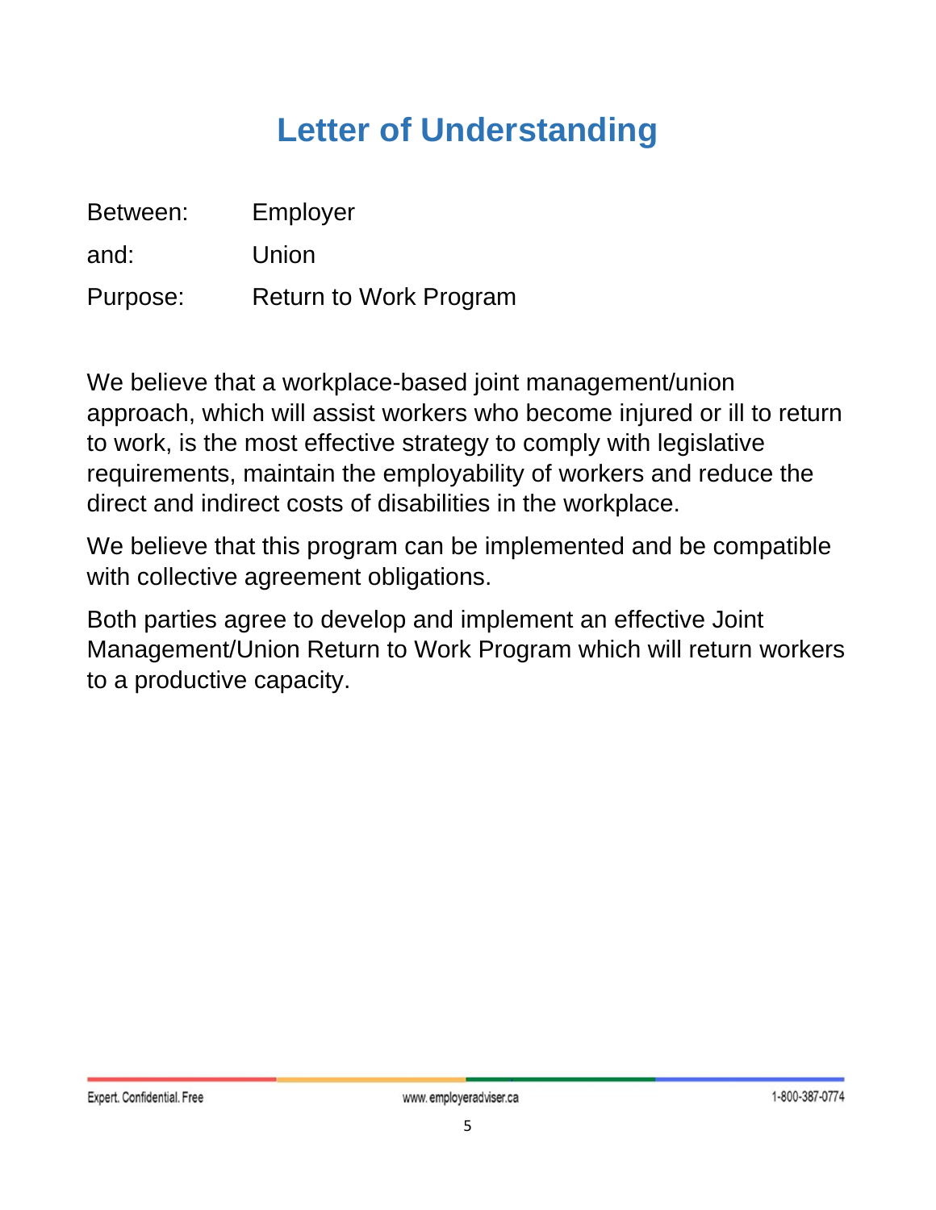# Letter of Understanding

| | |
|---|---|
| Between: | Employer |
| and: | Union |
| Purpose: | Return to Work Program |

We believe that a workplace-based joint management/union approach, which will assist workers who become injured or ill to return to work, is the most effective strategy to comply with legislative requirements, maintain the employability of workers and reduce the direct and indirect costs of disabilities in the workplace.

We believe that this program can be implemented and be compatible with collective agreement obligations.

Both parties agree to develop and implement an effective Joint Management/Union Return to Work Program which will return workers to a productive capacity.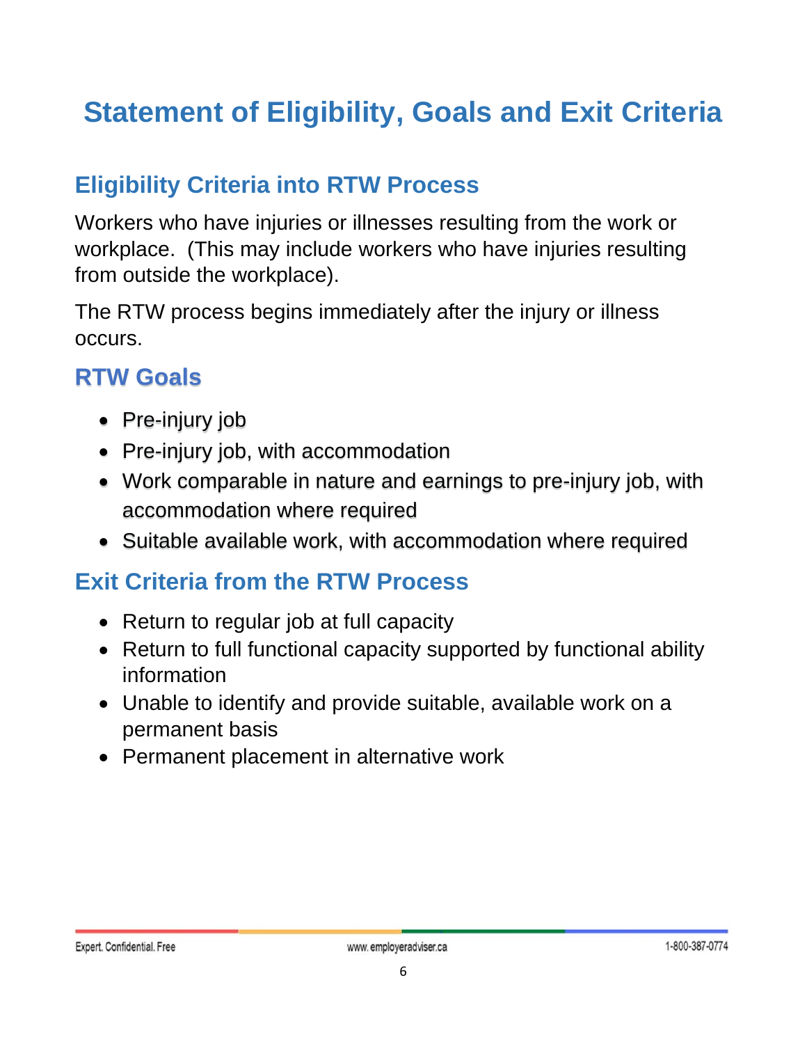# Statement of Eligibility, Goals and Exit Criteria

## Eligibility Criteria into RTW Process

Workers who have injuries or illnesses resulting from the work or workplace. (This may include workers who have injuries resulting from outside the workplace).

The RTW process begins immediately after the injury or illness occurs.

## RTW Goals

- Pre-injury job
- Pre-injury job, with accommodation
- Work comparable in nature and earnings to pre-injury job, with accommodation where required
- Suitable available work, with accommodation where required

## Exit Criteria from the RTW Process

- Return to regular job at full capacity
- Return to full functional capacity supported by functional ability information
- Unable to identify and provide suitable, available work on a permanent basis
- Permanent placement in alternative work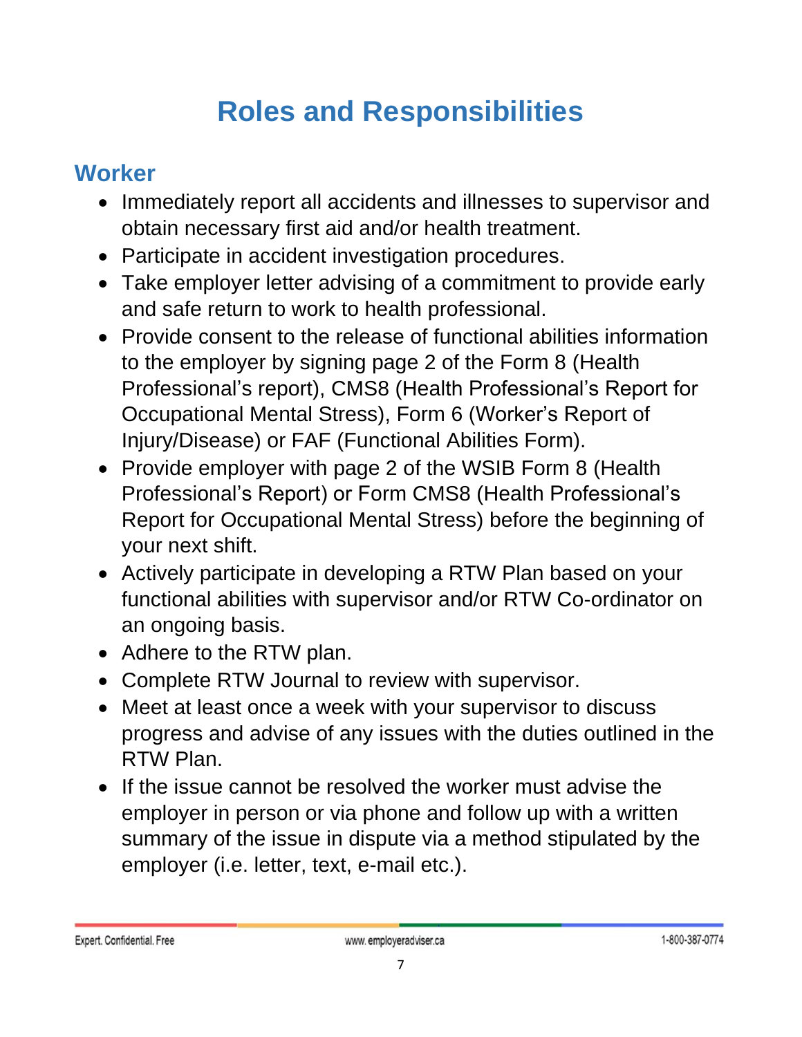# Roles and Responsibilities

## Worker

- Immediately report all accidents and illnesses to supervisor and obtain necessary first aid and/or health treatment.
- Participate in accident investigation procedures.
- Take employer letter advising of a commitment to provide early and safe return to work to health professional.
- Provide consent to the release of functional abilities information to the employer by signing page 2 of the Form 8 (Health Professional's report), CMS8 (Health Professional's Report for Occupational Mental Stress), Form 6 (Worker's Report of Injury/Disease) or FAF (Functional Abilities Form).
- Provide employer with page 2 of the WSIB Form 8 (Health Professional's Report) or Form CMS8 (Health Professional's Report for Occupational Mental Stress) before the beginning of your next shift.
- Actively participate in developing a RTW Plan based on your functional abilities with supervisor and/or RTW Co-ordinator on an ongoing basis.
- Adhere to the RTW plan.
- Complete RTW Journal to review with supervisor.
- Meet at least once a week with your supervisor to discuss progress and advise of any issues with the duties outlined in the RTW Plan.
- If the issue cannot be resolved the worker must advise the employer in person or via phone and follow up with a written summary of the issue in dispute via a method stipulated by the employer (i.e. letter, text, e-mail etc.).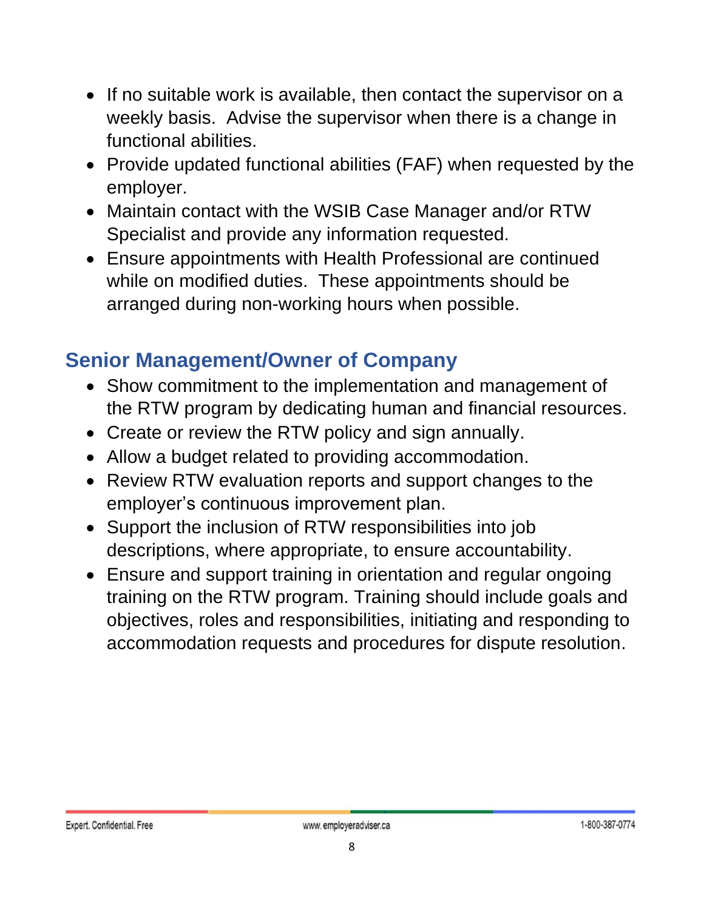- If no suitable work is available, then contact the supervisor on a weekly basis. Advise the supervisor when there is a change in functional abilities.
- Provide updated functional abilities (FAF) when requested by the employer.
- Maintain contact with the WSIB Case Manager and/or RTW Specialist and provide any information requested.
- Ensure appointments with Health Professional are continued while on modified duties. These appointments should be arranged during non-working hours when possible.

## Senior Management/Owner of Company

- Show commitment to the implementation and management of the RTW program by dedicating human and financial resources.
- Create or review the RTW policy and sign annually.
- Allow a budget related to providing accommodation.
- Review RTW evaluation reports and support changes to the employer's continuous improvement plan.
- Support the inclusion of RTW responsibilities into job descriptions, where appropriate, to ensure accountability.
- Ensure and support training in orientation and regular ongoing training on the RTW program. Training should include goals and objectives, roles and responsibilities, initiating and responding to accommodation requests and procedures for dispute resolution.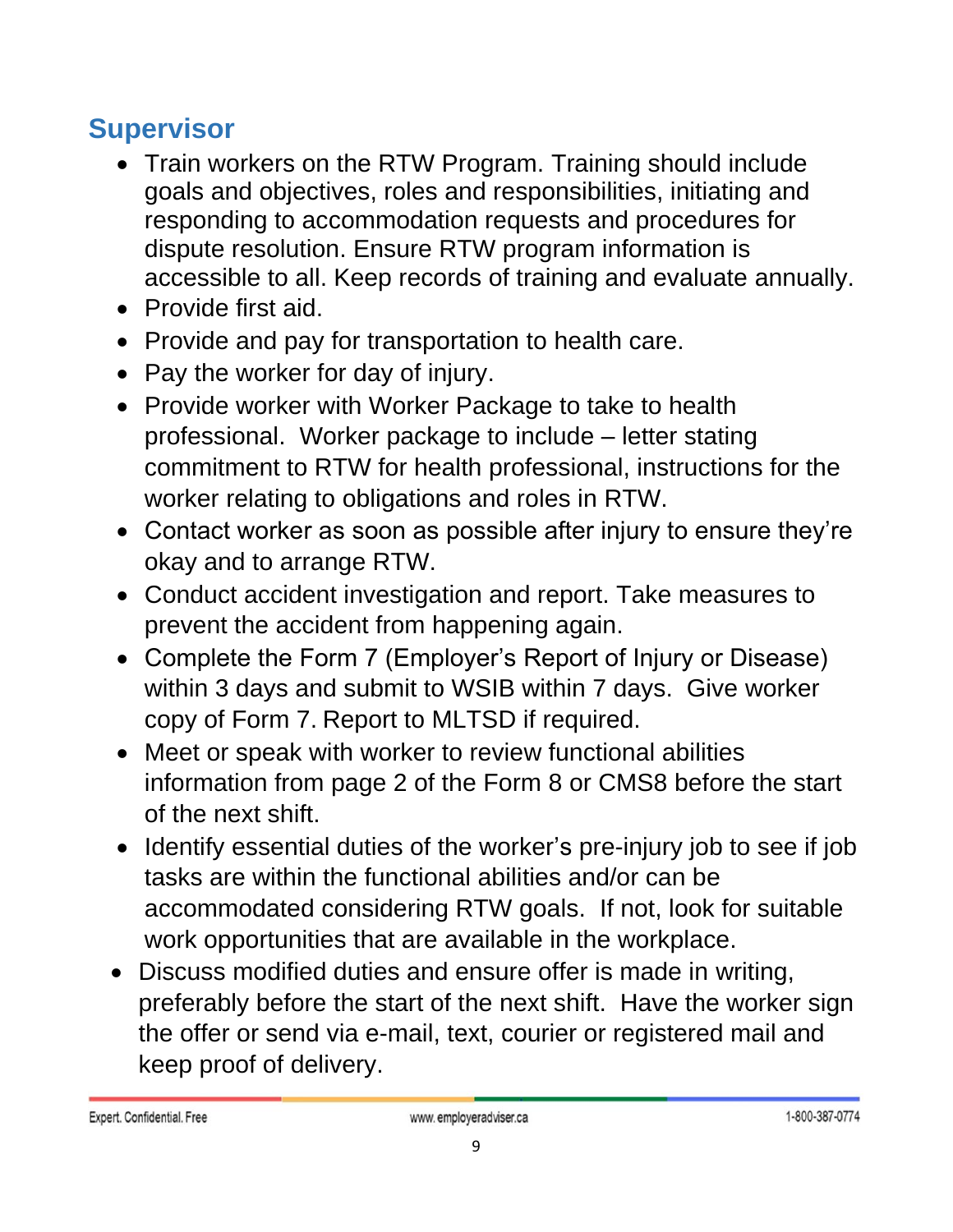## Supervisor

- Train workers on the RTW Program. Training should include goals and objectives, roles and responsibilities, initiating and responding to accommodation requests and procedures for dispute resolution. Ensure RTW program information is accessible to all. Keep records of training and evaluate annually.
- Provide first aid.
- Provide and pay for transportation to health care.
- Pay the worker for day of injury.
- Provide worker with Worker Package to take to health professional. Worker package to include – letter stating commitment to RTW for health professional, instructions for the worker relating to obligations and roles in RTW.
- Contact worker as soon as possible after injury to ensure they're okay and to arrange RTW.
- Conduct accident investigation and report. Take measures to prevent the accident from happening again.
- Complete the Form 7 (Employer's Report of Injury or Disease) within 3 days and submit to WSIB within 7 days. Give worker copy of Form 7. Report to MLTSD if required.
- Meet or speak with worker to review functional abilities information from page 2 of the Form 8 or CMS8 before the start of the next shift.
- Identify essential duties of the worker's pre-injury job to see if job tasks are within the functional abilities and/or can be accommodated considering RTW goals. If not, look for suitable work opportunities that are available in the workplace.
- Discuss modified duties and ensure offer is made in writing, preferably before the start of the next shift. Have the worker sign the offer or send via e-mail, text, courier or registered mail and keep proof of delivery.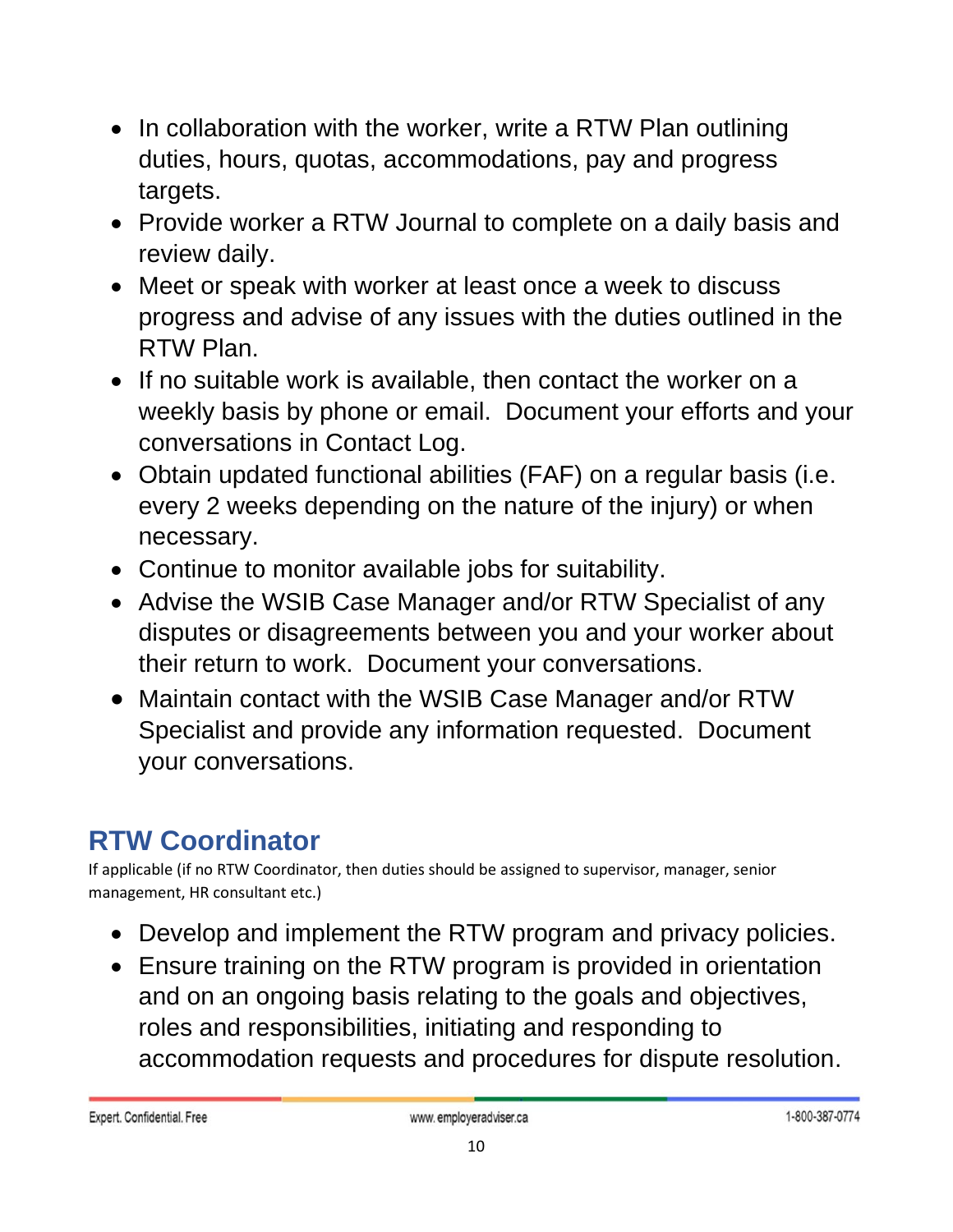- In collaboration with the worker, write a RTW Plan outlining duties, hours, quotas, accommodations, pay and progress targets.
- Provide worker a RTW Journal to complete on a daily basis and review daily.
- Meet or speak with worker at least once a week to discuss progress and advise of any issues with the duties outlined in the RTW Plan.
- If no suitable work is available, then contact the worker on a weekly basis by phone or email. Document your efforts and your conversations in Contact Log.
- Obtain updated functional abilities (FAF) on a regular basis (i.e. every 2 weeks depending on the nature of the injury) or when necessary.
- Continue to monitor available jobs for suitability.
- Advise the WSIB Case Manager and/or RTW Specialist of any disputes or disagreements between you and your worker about their return to work. Document your conversations.
- Maintain contact with the WSIB Case Manager and/or RTW Specialist and provide any information requested. Document your conversations.

## RTW Coordinator

If applicable (if no RTW Coordinator, then duties should be assigned to supervisor, manager, senior management, HR consultant etc.)

- Develop and implement the RTW program and privacy policies.
- Ensure training on the RTW program is provided in orientation and on an ongoing basis relating to the goals and objectives, roles and responsibilities, initiating and responding to accommodation requests and procedures for dispute resolution.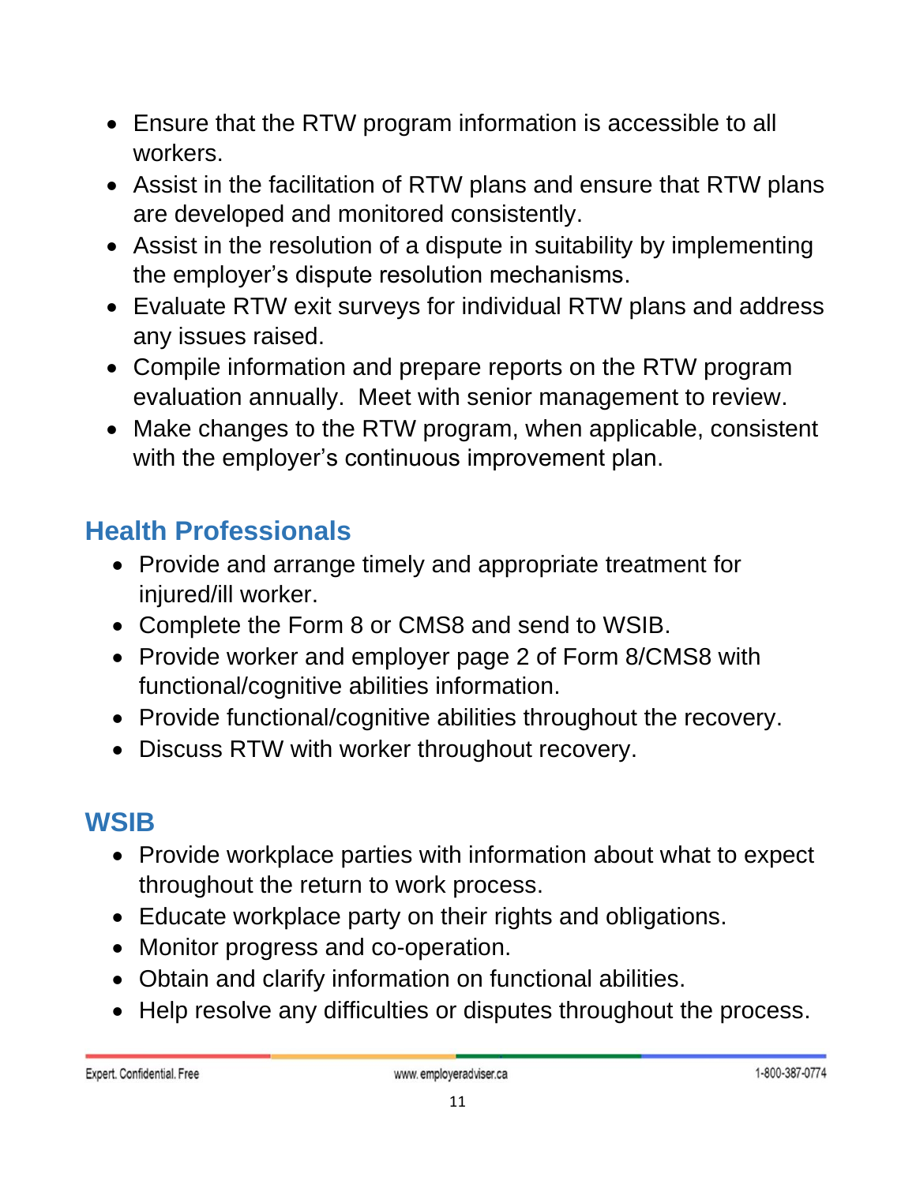- Ensure that the RTW program information is accessible to all workers.
- Assist in the facilitation of RTW plans and ensure that RTW plans are developed and monitored consistently.
- Assist in the resolution of a dispute in suitability by implementing the employer's dispute resolution mechanisms.
- Evaluate RTW exit surveys for individual RTW plans and address any issues raised.
- Compile information and prepare reports on the RTW program evaluation annually. Meet with senior management to review.
- Make changes to the RTW program, when applicable, consistent with the employer's continuous improvement plan.

## Health Professionals

- Provide and arrange timely and appropriate treatment for injured/ill worker.
- Complete the Form 8 or CMS8 and send to WSIB.
- Provide worker and employer page 2 of Form 8/CMS8 with functional/cognitive abilities information.
- Provide functional/cognitive abilities throughout the recovery.
- Discuss RTW with worker throughout recovery.

## WSIB

- Provide workplace parties with information about what to expect throughout the return to work process.
- Educate workplace party on their rights and obligations.
- Monitor progress and co-operation.
- Obtain and clarify information on functional abilities.
- Help resolve any difficulties or disputes throughout the process.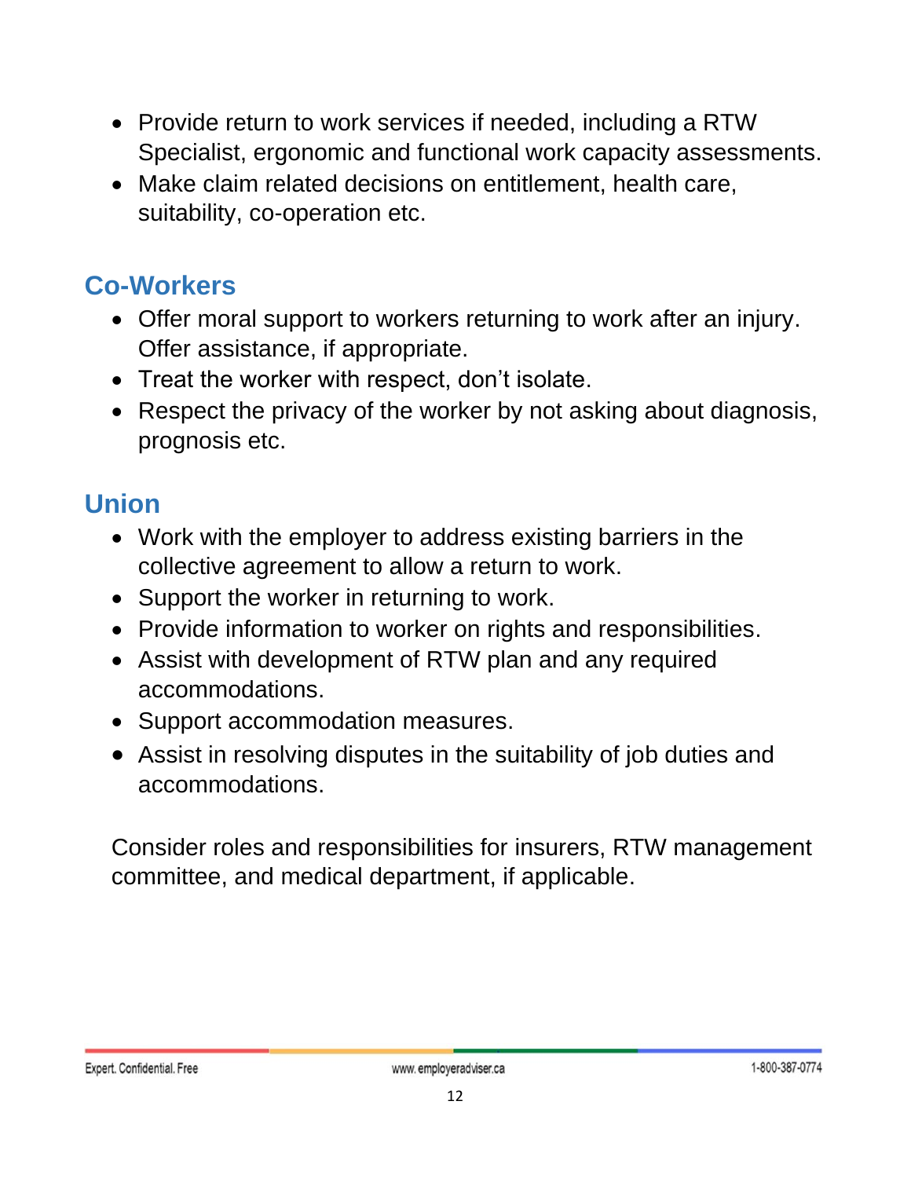- Provide return to work services if needed, including a RTW Specialist, ergonomic and functional work capacity assessments.
- Make claim related decisions on entitlement, health care, suitability, co-operation etc.

## Co-Workers

- Offer moral support to workers returning to work after an injury. Offer assistance, if appropriate.
- Treat the worker with respect, don't isolate.
- Respect the privacy of the worker by not asking about diagnosis, prognosis etc.

## Union

- Work with the employer to address existing barriers in the collective agreement to allow a return to work.
- Support the worker in returning to work.
- Provide information to worker on rights and responsibilities.
- Assist with development of RTW plan and any required accommodations.
- Support accommodation measures.
- Assist in resolving disputes in the suitability of job duties and accommodations.

Consider roles and responsibilities for insurers, RTW management committee, and medical department, if applicable.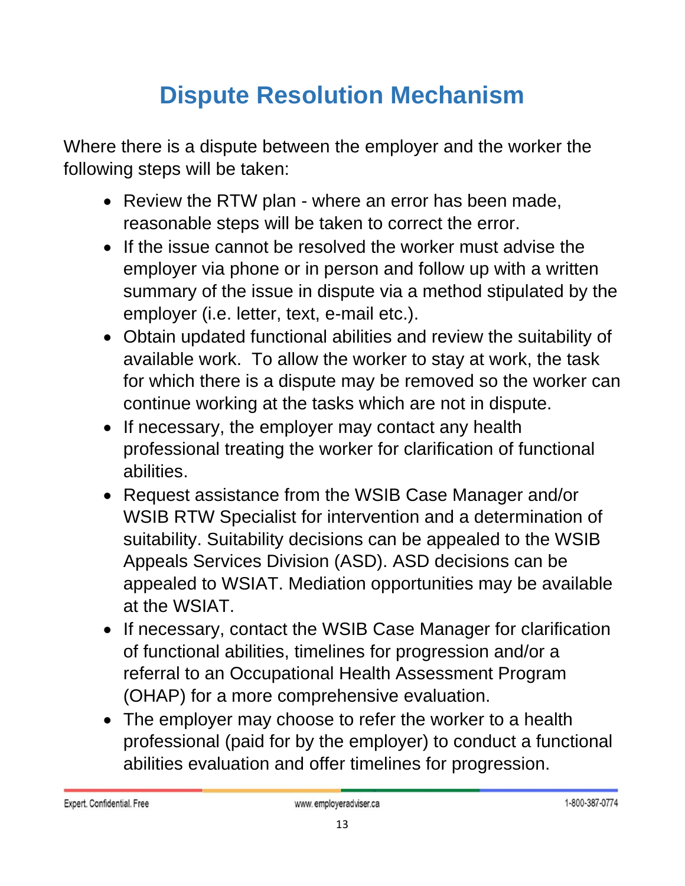# Dispute Resolution Mechanism

Where there is a dispute between the employer and the worker the following steps will be taken:

- Review the RTW plan - where an error has been made, reasonable steps will be taken to correct the error.
- If the issue cannot be resolved the worker must advise the employer via phone or in person and follow up with a written summary of the issue in dispute via a method stipulated by the employer (i.e. letter, text, e-mail etc.).
- Obtain updated functional abilities and review the suitability of available work. To allow the worker to stay at work, the task for which there is a dispute may be removed so the worker can continue working at the tasks which are not in dispute.
- If necessary, the employer may contact any health professional treating the worker for clarification of functional abilities.
- Request assistance from the WSIB Case Manager and/or WSIB RTW Specialist for intervention and a determination of suitability. Suitability decisions can be appealed to the WSIB Appeals Services Division (ASD). ASD decisions can be appealed to WSIAT. Mediation opportunities may be available at the WSIAT.
- If necessary, contact the WSIB Case Manager for clarification of functional abilities, timelines for progression and/or a referral to an Occupational Health Assessment Program (OHAP) for a more comprehensive evaluation.
- The employer may choose to refer the worker to a health professional (paid for by the employer) to conduct a functional abilities evaluation and offer timelines for progression.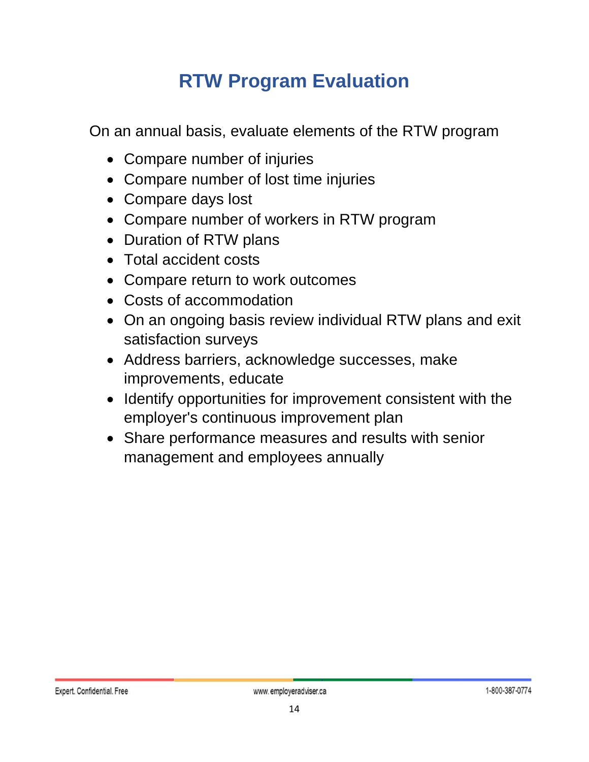# RTW Program Evaluation

On an annual basis, evaluate elements of the RTW program

- Compare number of injuries
- Compare number of lost time injuries
- Compare days lost
- Compare number of workers in RTW program
- Duration of RTW plans
- Total accident costs
- Compare return to work outcomes
- Costs of accommodation
- On an ongoing basis review individual RTW plans and exit satisfaction surveys
- Address barriers, acknowledge successes, make improvements, educate
- Identify opportunities for improvement consistent with the employer's continuous improvement plan
- Share performance measures and results with senior management and employees annually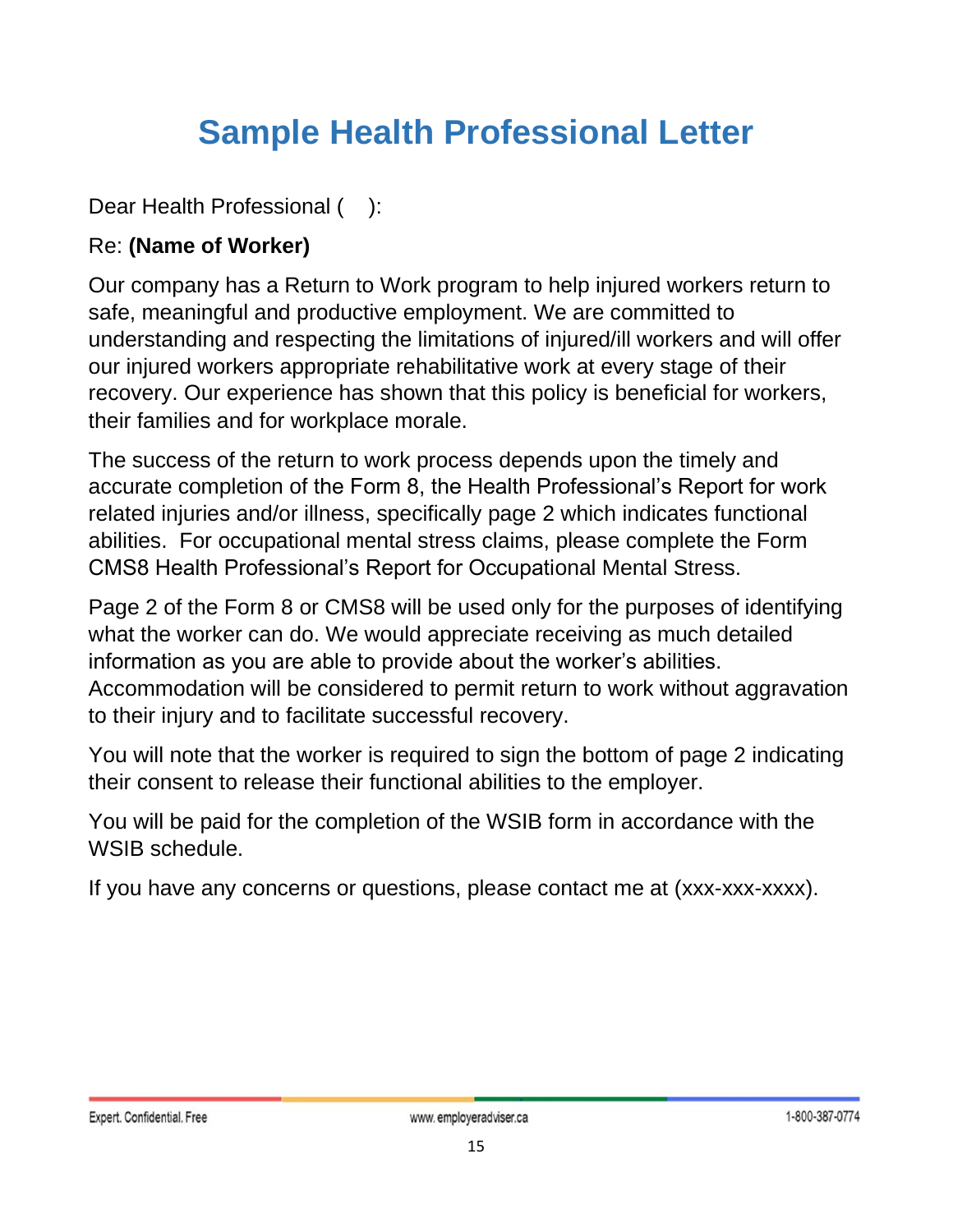# Sample Health Professional Letter

Dear Health Professional (   ):

Re: **(Name of Worker)**

Our company has a Return to Work program to help injured workers return to safe, meaningful and productive employment. We are committed to understanding and respecting the limitations of injured/ill workers and will offer our injured workers appropriate rehabilitative work at every stage of their recovery. Our experience has shown that this policy is beneficial for workers, their families and for workplace morale.

The success of the return to work process depends upon the timely and accurate completion of the Form 8, the Health Professional's Report for work related injuries and/or illness, specifically page 2 which indicates functional abilities. For occupational mental stress claims, please complete the Form CMS8 Health Professional's Report for Occupational Mental Stress.

Page 2 of the Form 8 or CMS8 will be used only for the purposes of identifying what the worker can do. We would appreciate receiving as much detailed information as you are able to provide about the worker's abilities. Accommodation will be considered to permit return to work without aggravation to their injury and to facilitate successful recovery.

You will note that the worker is required to sign the bottom of page 2 indicating their consent to release their functional abilities to the employer.

You will be paid for the completion of the WSIB form in accordance with the WSIB schedule.

If you have any concerns or questions, please contact me at (xxx-xxx-xxxx).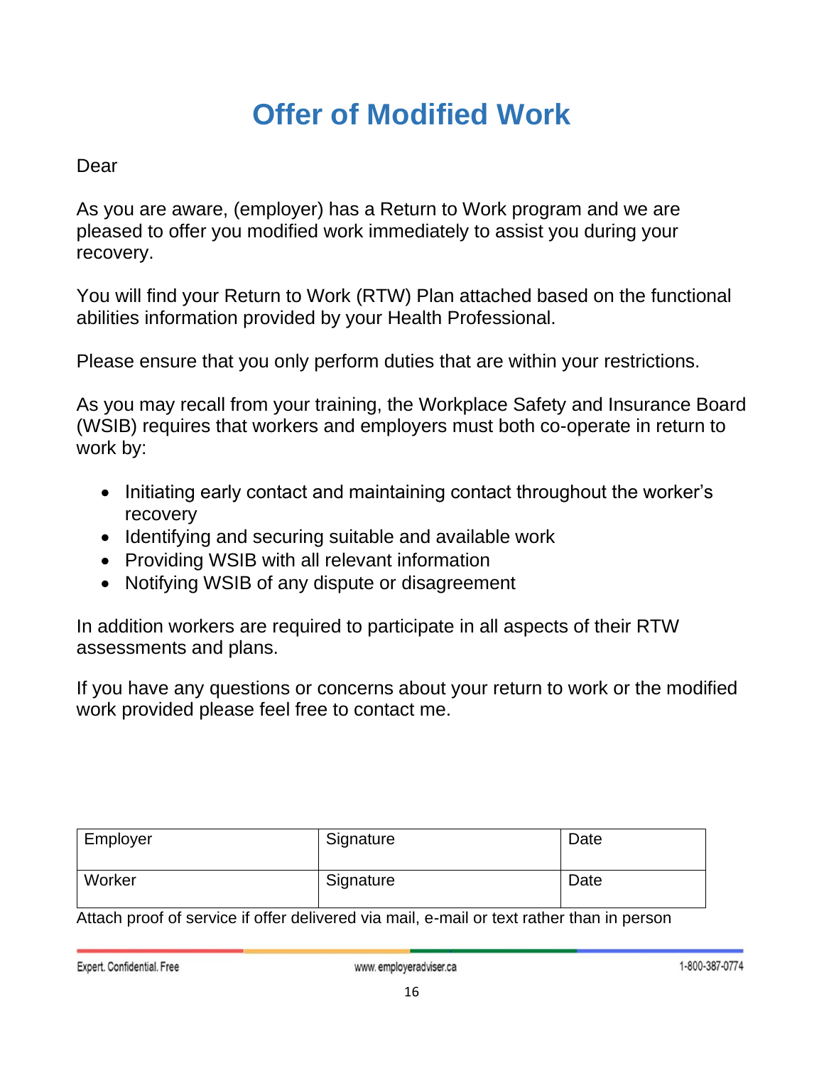# Offer of Modified Work

Dear

As you are aware, (employer) has a Return to Work program and we are pleased to offer you modified work immediately to assist you during your recovery.

You will find your Return to Work (RTW) Plan attached based on the functional abilities information provided by your Health Professional.

Please ensure that you only perform duties that are within your restrictions.

As you may recall from your training, the Workplace Safety and Insurance Board (WSIB) requires that workers and employers must both co-operate in return to work by:

- Initiating early contact and maintaining contact throughout the worker's recovery
- Identifying and securing suitable and available work
- Providing WSIB with all relevant information
- Notifying WSIB of any dispute or disagreement

In addition workers are required to participate in all aspects of their RTW assessments and plans.

If you have any questions or concerns about your return to work or the modified work provided please feel free to contact me.

| Employer | Signature | Date |
|---|---|---|
| Worker | Signature | Date |

Attach proof of service if offer delivered via mail, e-mail or text rather than in person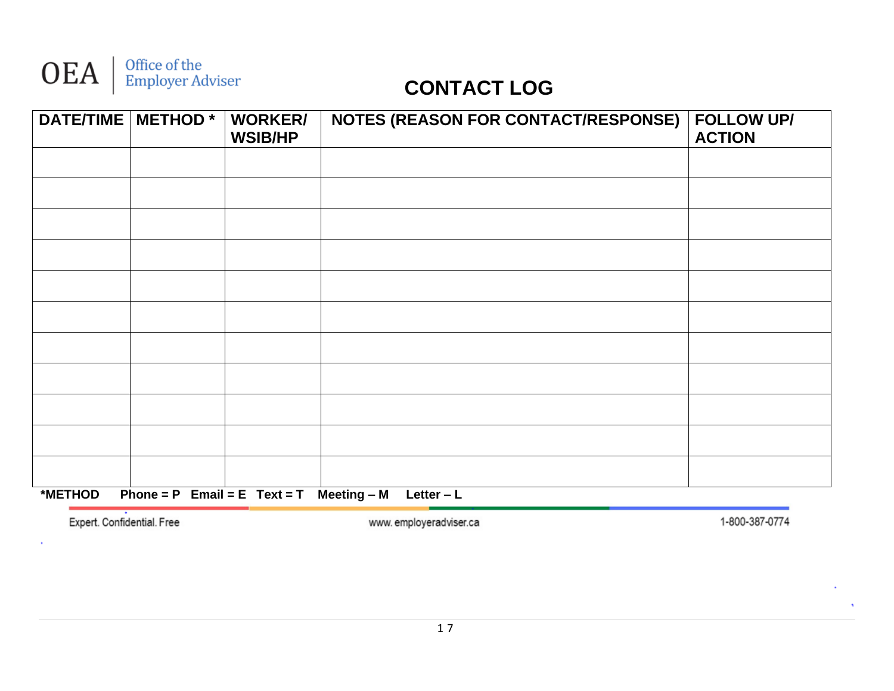OEA | Office of the Employer Adviser

# CONTACT LOG

| DATE/TIME | METHOD * | WORKER/ WSIB/HP | NOTES (REASON FOR CONTACT/RESPONSE) | FOLLOW UP/ ACTION |
|---|---|---|---|---|
| | | | | |
| | | | | |
| | | | | |
| | | | | |
| | | | | |
| | | | | |
| | | | | |
| | | | | |
| | | | | |
| | | | | |
| | | | | |

**\*METHOD Phone = P Email = E Text = T Meeting – M Letter – L**

Expert. Confidential. Free www. employeradviser.ca 1-800-387-0774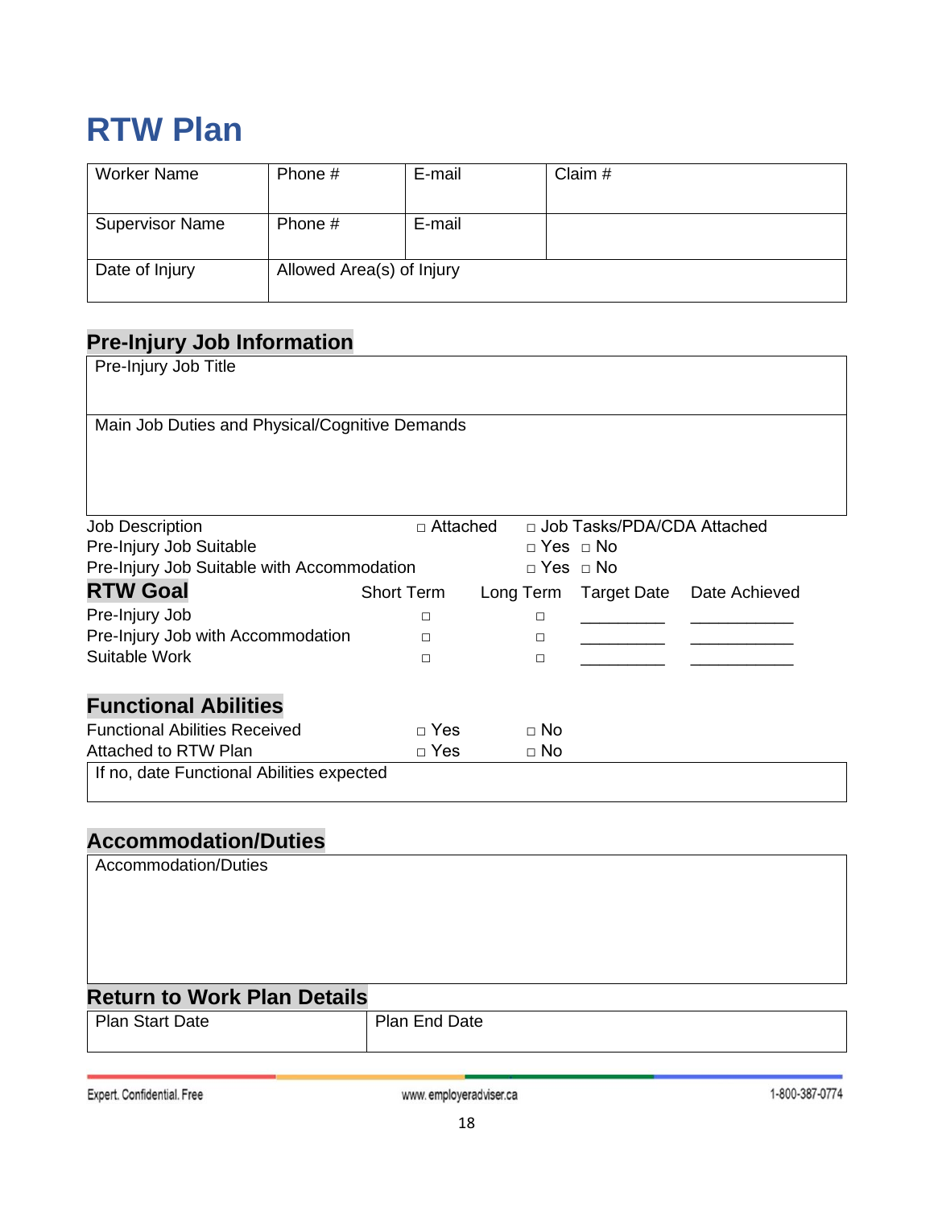# RTW Plan

| Worker Name | Phone # | E-mail | Claim # |
|---|---|---|---|
| Supervisor Name | Phone # | E-mail | |
| Date of Injury | Allowed Area(s) of Injury | | |

## Pre-Injury Job Information

| Pre-Injury Job Title |
|---|
| Main Job Duties and Physical/Cognitive Demands |

Job Description □ Attached □ Job Tasks/PDA/CDA Attached

Pre-Injury Job Suitable □ Yes □ No

Pre-Injury Job Suitable with Accommodation □ Yes □ No

## RTW Goal

| | Short Term | Long Term | Target Date | Date Achieved |
|---|---|---|---|---|
| Pre-Injury Job | □ | □ | _________ | ___________ |
| Pre-Injury Job with Accommodation | □ | □ | _________ | ___________ |
| Suitable Work | □ | □ | _________ | ___________ |

## Functional Abilities

Functional Abilities Received □ Yes □ No

Attached to RTW Plan □ Yes □ No

| If no, date Functional Abilities expected |
|---|

## Accommodation/Duties

| Accommodation/Duties |
|---|

## Return to Work Plan Details

| Plan Start Date | Plan End Date |
|---|---|

Expert. Confidential. Free www.employeradviser.ca 1-800-387-0774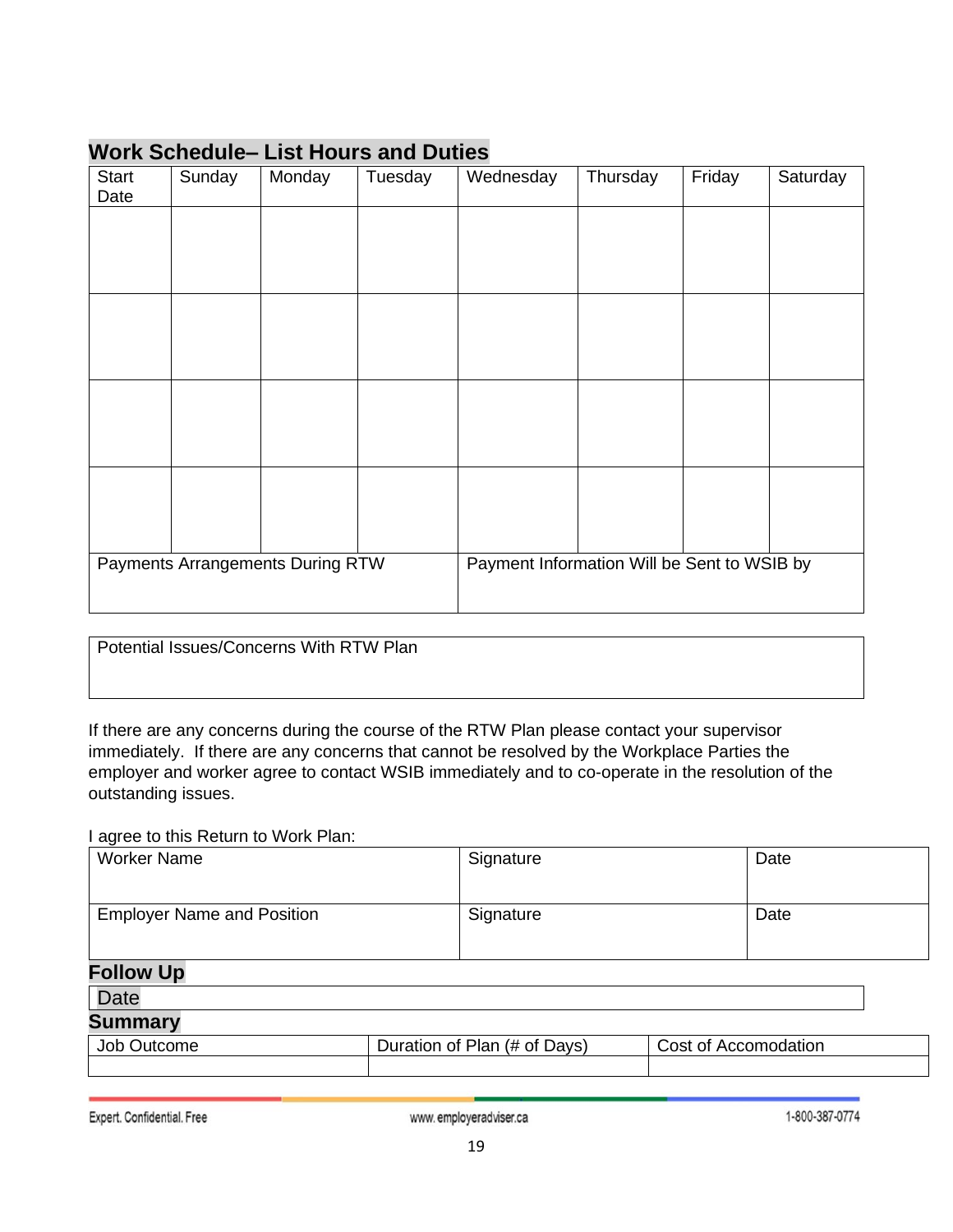## Work Schedule– List Hours and Duties

| Start Date | Sunday | Monday | Tuesday | Wednesday | Thursday | Friday | Saturday |
|---|---|---|---|---|---|---|---|
| | | | | | | | |
| | | | | | | | |
| | | | | | | | |
| | | | | | | | |
| Payments Arrangements During RTW | | | | Payment Information Will be Sent to WSIB by | | | |

| Potential Issues/Concerns With RTW Plan |
|---|
| |

If there are any concerns during the course of the RTW Plan please contact your supervisor immediately. If there are any concerns that cannot be resolved by the Workplace Parties the employer and worker agree to contact WSIB immediately and to co-operate in the resolution of the outstanding issues.

I agree to this Return to Work Plan:

| Worker Name | Signature | Date |
|---|---|---|
| Employer Name and Position | Signature | Date |

## Follow Up

| Date |
|---|
| |

## Summary

| Job Outcome | Duration of Plan (# of Days) | Cost of Accomodation |
|---|---|---|
| | | |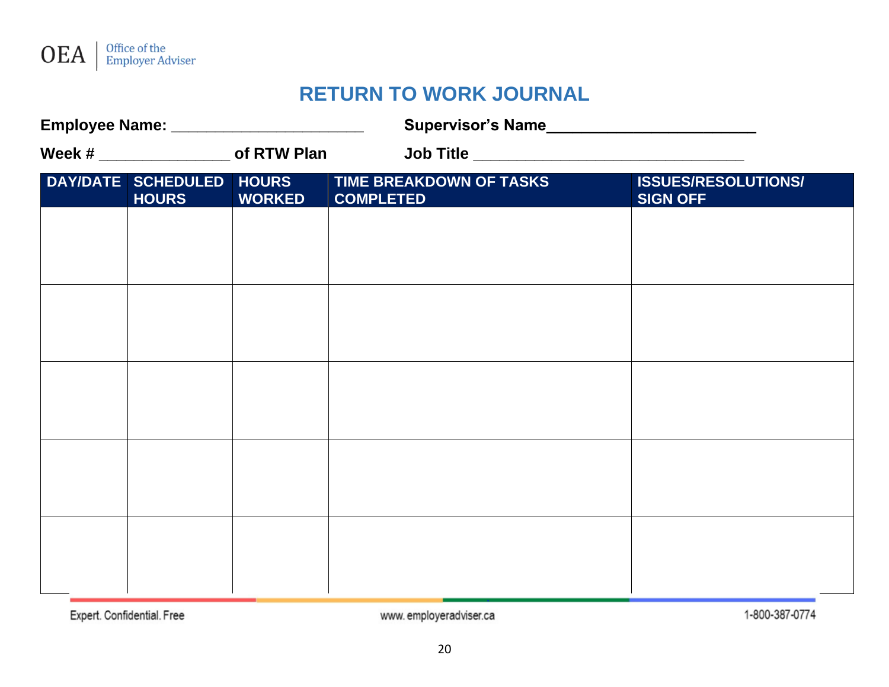OEA | Office of the Employer Adviser

# RETURN TO WORK JOURNAL

**Employee Name:** ______________________ **Supervisor's Name**________________________

**Week #** _______________ **of RTW Plan** **Job Title** _______________________________

| DAY/DATE | SCHEDULED HOURS | HOURS WORKED | TIME BREAKDOWN OF TASKS COMPLETED | ISSUES/RESOLUTIONS/ SIGN OFF |
|---|---|---|---|---|
| | | | | |
| | | | | |
| | | | | |
| | | | | |
| | | | | |

Expert. Confidential. Free www.employeradviser.ca 1-800-387-0774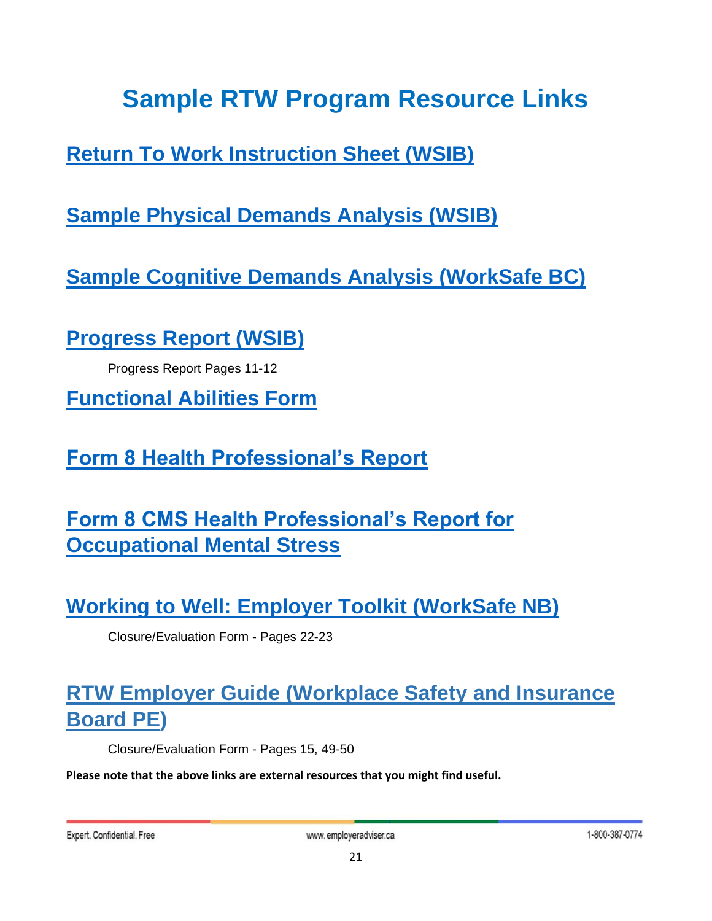# Sample RTW Program Resource Links

## Return To Work Instruction Sheet (WSIB)

## Sample Physical Demands Analysis (WSIB)

## Sample Cognitive Demands Analysis (WorkSafe BC)

## Progress Report (WSIB)

Progress Report Pages 11-12

## Functional Abilities Form

## Form 8 Health Professional's Report

## Form 8 CMS Health Professional's Report for Occupational Mental Stress

## Working to Well: Employer Toolkit (WorkSafe NB)

Closure/Evaluation Form - Pages 22-23

## RTW Employer Guide (Workplace Safety and Insurance Board PE)

Closure/Evaluation Form - Pages 15, 49-50

**Please note that the above links are external resources that you might find useful.**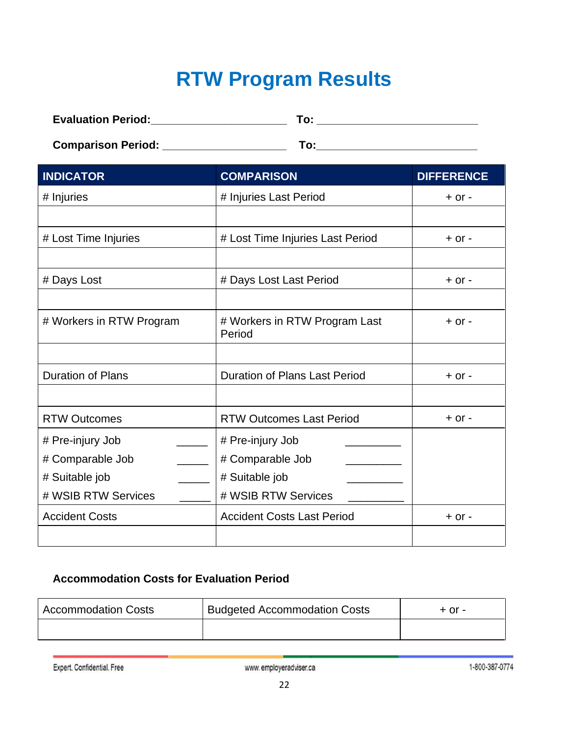# RTW Program Results

**Evaluation Period:**______________________ **To:** __________________________

**Comparison Period:** ____________________ **To:**__________________________

| INDICATOR | COMPARISON | DIFFERENCE |
|---|---|---|
| # Injuries | # Injuries Last Period | + or - |
| | | |
| # Lost Time Injuries | # Lost Time Injuries Last Period | + or - |
| | | |
| # Days Lost | # Days Lost Last Period | + or - |
| | | |
| # Workers in RTW Program | # Workers in RTW Program Last Period | + or - |
| | | |
| Duration of Plans | Duration of Plans Last Period | + or - |
| | | |
| RTW Outcomes | RTW Outcomes Last Period | + or - |
| # Pre-injury Job _____<br># Comparable Job _____<br># Suitable job _____<br># WSIB RTW Services _____ | # Pre-injury Job _________<br># Comparable Job _________<br># Suitable job _________<br># WSIB RTW Services _________ | |
| Accident Costs | Accident Costs Last Period | + or - |
| | | |

**Accommodation Costs for Evaluation Period**

| Accommodation Costs | Budgeted Accommodation Costs | + or - |
|---|---|---|
| | | |

Expert. Confidential. Free | www.employeradviser.ca | 1-800-387-0774